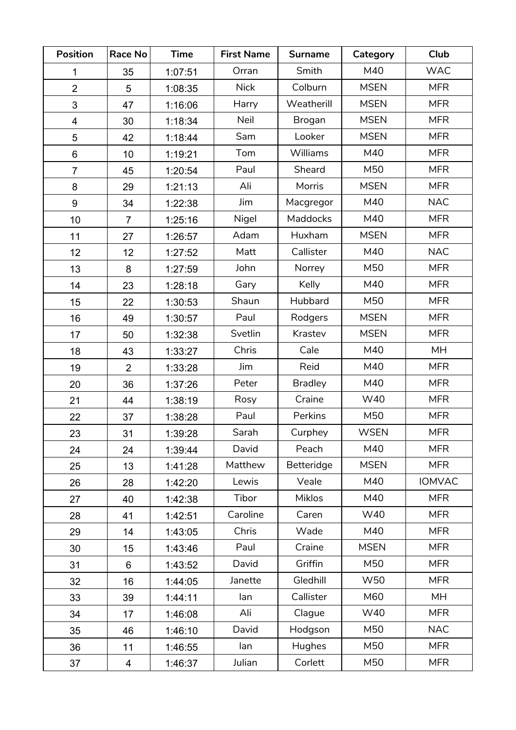| Position | Race No | Time | First Name | Surname | Category | Club |
|---|---|---|---|---|---|---|
| 1 | 35 | 1:07:51 | Orran | Smith | M40 | WAC |
| 2 | 5 | 1:08:35 | Nick | Colburn | MSEN | MFR |
| 3 | 47 | 1:16:06 | Harry | Weatherill | MSEN | MFR |
| 4 | 30 | 1:18:34 | Neil | Brogan | MSEN | MFR |
| 5 | 42 | 1:18:44 | Sam | Looker | MSEN | MFR |
| 6 | 10 | 1:19:21 | Tom | Williams | M40 | MFR |
| 7 | 45 | 1:20:54 | Paul | Sheard | M50 | MFR |
| 8 | 29 | 1:21:13 | Ali | Morris | MSEN | MFR |
| 9 | 34 | 1:22:38 | Jim | Macgregor | M40 | NAC |
| 10 | 7 | 1:25:16 | Nigel | Maddocks | M40 | MFR |
| 11 | 27 | 1:26:57 | Adam | Huxham | MSEN | MFR |
| 12 | 12 | 1:27:52 | Matt | Callister | M40 | NAC |
| 13 | 8 | 1:27:59 | John | Norrey | M50 | MFR |
| 14 | 23 | 1:28:18 | Gary | Kelly | M40 | MFR |
| 15 | 22 | 1:30:53 | Shaun | Hubbard | M50 | MFR |
| 16 | 49 | 1:30:57 | Paul | Rodgers | MSEN | MFR |
| 17 | 50 | 1:32:38 | Svetlin | Krastev | MSEN | MFR |
| 18 | 43 | 1:33:27 | Chris | Cale | M40 | MH |
| 19 | 2 | 1:33:28 | Jim | Reid | M40 | MFR |
| 20 | 36 | 1:37:26 | Peter | Bradley | M40 | MFR |
| 21 | 44 | 1:38:19 | Rosy | Craine | W40 | MFR |
| 22 | 37 | 1:38:28 | Paul | Perkins | M50 | MFR |
| 23 | 31 | 1:39:28 | Sarah | Curphey | WSEN | MFR |
| 24 | 24 | 1:39:44 | David | Peach | M40 | MFR |
| 25 | 13 | 1:41:28 | Matthew | Betteridge | MSEN | MFR |
| 26 | 28 | 1:42:20 | Lewis | Veale | M40 | IOMVAC |
| 27 | 40 | 1:42:38 | Tibor | Miklos | M40 | MFR |
| 28 | 41 | 1:42:51 | Caroline | Caren | W40 | MFR |
| 29 | 14 | 1:43:05 | Chris | Wade | M40 | MFR |
| 30 | 15 | 1:43:46 | Paul | Craine | MSEN | MFR |
| 31 | 6 | 1:43:52 | David | Griffin | M50 | MFR |
| 32 | 16 | 1:44:05 | Janette | Gledhill | W50 | MFR |
| 33 | 39 | 1:44:11 | Ian | Callister | M60 | MH |
| 34 | 17 | 1:46:08 | Ali | Clague | W40 | MFR |
| 35 | 46 | 1:46:10 | David | Hodgson | M50 | NAC |
| 36 | 11 | 1:46:55 | Ian | Hughes | M50 | MFR |
| 37 | 4 | 1:46:37 | Julian | Corlett | M50 | MFR |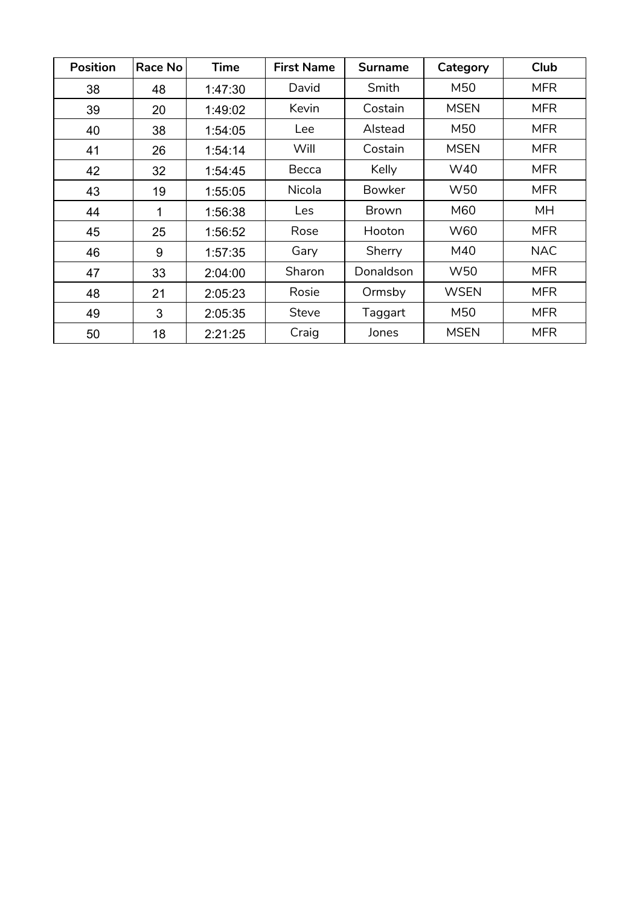| Position | Race No | Time | First Name | Surname | Category | Club |
|---|---|---|---|---|---|---|
| 38 | 48 | 1:47:30 | David | Smith | M50 | MFR |
| 39 | 20 | 1:49:02 | Kevin | Costain | MSEN | MFR |
| 40 | 38 | 1:54:05 | Lee | Alstead | M50 | MFR |
| 41 | 26 | 1:54:14 | Will | Costain | MSEN | MFR |
| 42 | 32 | 1:54:45 | Becca | Kelly | W40 | MFR |
| 43 | 19 | 1:55:05 | Nicola | Bowker | W50 | MFR |
| 44 | 1 | 1:56:38 | Les | Brown | M60 | MH |
| 45 | 25 | 1:56:52 | Rose | Hooton | W60 | MFR |
| 46 | 9 | 1:57:35 | Gary | Sherry | M40 | NAC |
| 47 | 33 | 2:04:00 | Sharon | Donaldson | W50 | MFR |
| 48 | 21 | 2:05:23 | Rosie | Ormsby | WSEN | MFR |
| 49 | 3 | 2:05:35 | Steve | Taggart | M50 | MFR |
| 50 | 18 | 2:21:25 | Craig | Jones | MSEN | MFR |